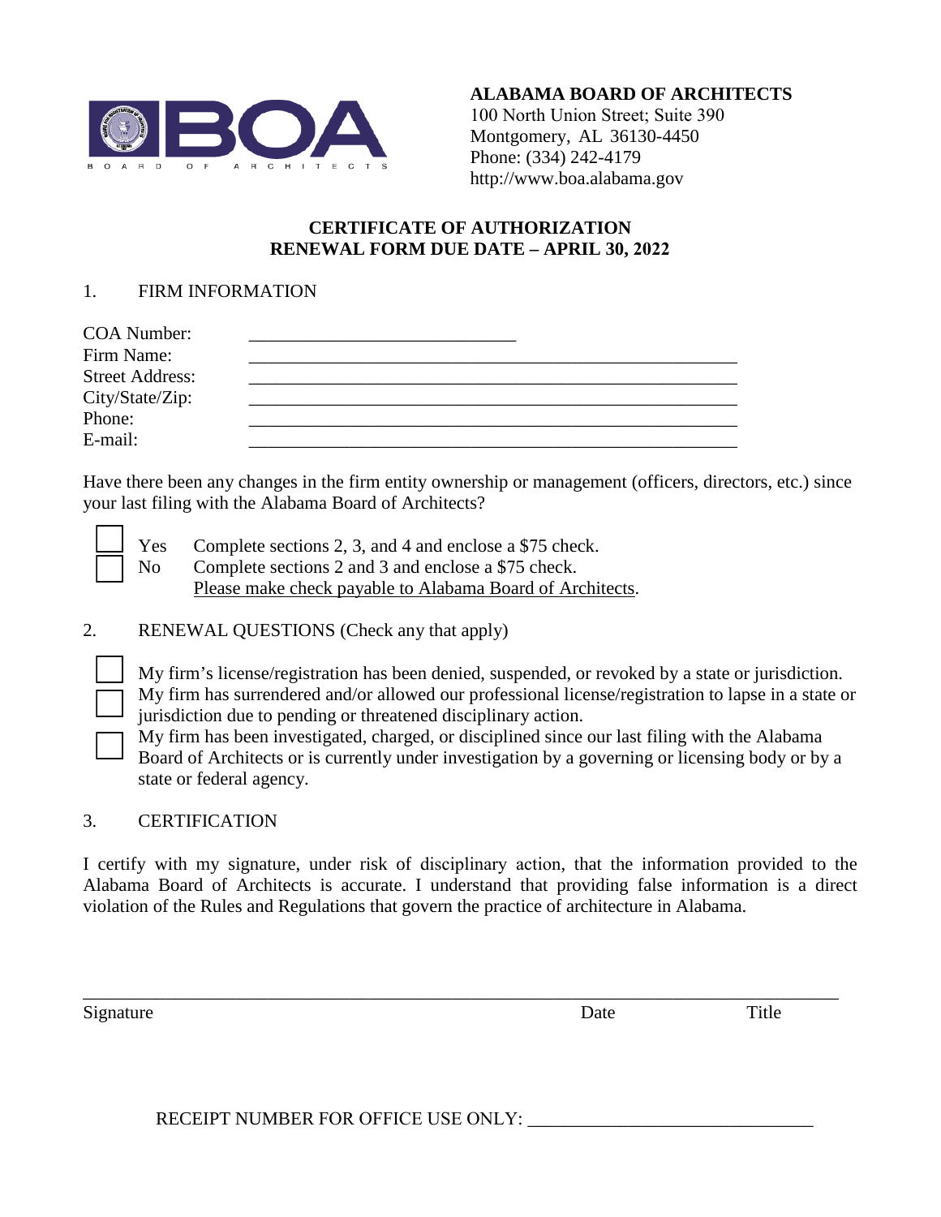**ALABAMA BOARD OF ARCHITECTS**
100 North Union Street; Suite 390
Montgomery, AL 36130-4450
Phone: (334) 242-4179
http://www.boa.alabama.gov

## CERTIFICATE OF AUTHORIZATION
## RENEWAL FORM DUE DATE – APRIL 30, 2022

1. FIRM INFORMATION

COA Number: ______________________________
Firm Name: ______________________________________________________
Street Address: ______________________________________________________
City/State/Zip: ______________________________________________________
Phone: ______________________________________________________
E-mail: ______________________________________________________

Have there been any changes in the firm entity ownership or management (officers, directors, etc.) since your last filing with the Alabama Board of Architects?

- ☐ Yes Complete sections 2, 3, and 4 and enclose a $75 check.
- ☐ No Complete sections 2 and 3 and enclose a $75 check.
  Please make check payable to Alabama Board of Architects.

2. RENEWAL QUESTIONS (Check any that apply)

- ☐ My firm's license/registration has been denied, suspended, or revoked by a state or jurisdiction.
- ☐ My firm has surrendered and/or allowed our professional license/registration to lapse in a state or jurisdiction due to pending or threatened disciplinary action.
- ☐ My firm has been investigated, charged, or disciplined since our last filing with the Alabama Board of Architects or is currently under investigation by a governing or licensing body or by a state or federal agency.

3. CERTIFICATION

I certify with my signature, under risk of disciplinary action, that the information provided to the Alabama Board of Architects is accurate. I understand that providing false information is a direct violation of the Rules and Regulations that govern the practice of architecture in Alabama.

_____________________________________________________________________________
Signature Date Title

RECEIPT NUMBER FOR OFFICE USE ONLY: ______________________________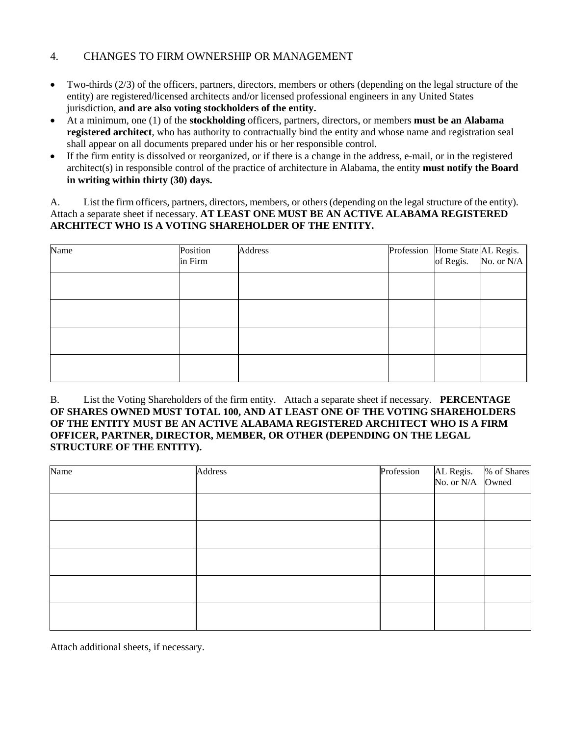## 4. CHANGES TO FIRM OWNERSHIP OR MANAGEMENT

- Two-thirds (2/3) of the officers, partners, directors, members or others (depending on the legal structure of the entity) are registered/licensed architects and/or licensed professional engineers in any United States jurisdiction, **and are also voting stockholders of the entity.**
- At a minimum, one (1) of the **stockholding** officers, partners, directors, or members **must be an Alabama registered architect**, who has authority to contractually bind the entity and whose name and registration seal shall appear on all documents prepared under his or her responsible control.
- If the firm entity is dissolved or reorganized, or if there is a change in the address, e-mail, or in the registered architect(s) in responsible control of the practice of architecture in Alabama, the entity **must notify the Board in writing within thirty (30) days.**

A. List the firm officers, partners, directors, members, or others (depending on the legal structure of the entity). Attach a separate sheet if necessary. **AT LEAST ONE MUST BE AN ACTIVE ALABAMA REGISTERED ARCHITECT WHO IS A VOTING SHAREHOLDER OF THE ENTITY.**

| Name | Position in Firm | Address | Profession | Home State of Regis. | AL Regis. No. or N/A |
|---|---|---|---|---|---|
| | | | | | |
| | | | | | |
| | | | | | |
| | | | | | |

B. List the Voting Shareholders of the firm entity. Attach a separate sheet if necessary. **PERCENTAGE OF SHARES OWNED MUST TOTAL 100, AND AT LEAST ONE OF THE VOTING SHAREHOLDERS OF THE ENTITY MUST BE AN ACTIVE ALABAMA REGISTERED ARCHITECT WHO IS A FIRM OFFICER, PARTNER, DIRECTOR, MEMBER, OR OTHER (DEPENDING ON THE LEGAL STRUCTURE OF THE ENTITY).**

| Name | Address | Profession | AL Regis. No. or N/A | % of Shares Owned |
|---|---|---|---|---|
| | | | | |
| | | | | |
| | | | | |
| | | | | |
| | | | | |

Attach additional sheets, if necessary.